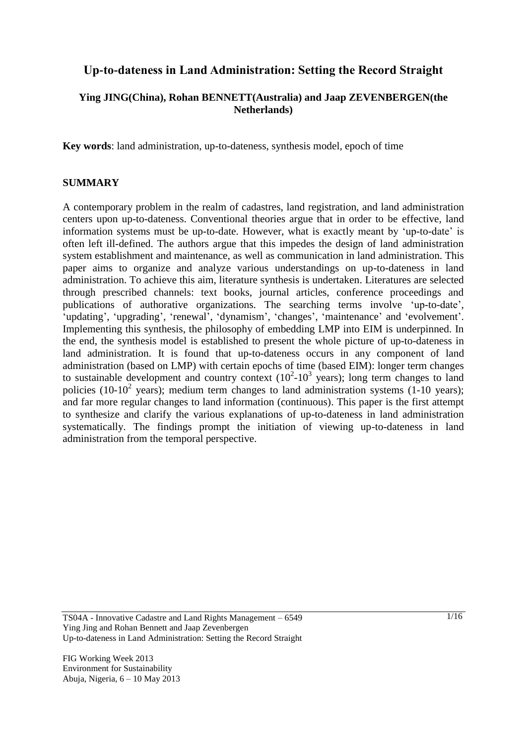# Up-to-dateness in Land Administration: Setting the Record Straight

**Ying JING(China), Rohan BENNETT(Australia) and Jaap ZEVENBERGEN(the Netherlands)**

**Key words**: land administration, up-to-dateness, synthesis model, epoch of time

## SUMMARY

A contemporary problem in the realm of cadastres, land registration, and land administration centers upon up-to-dateness. Conventional theories argue that in order to be effective, land information systems must be up-to-date. However, what is exactly meant by 'up-to-date' is often left ill-defined. The authors argue that this impedes the design of land administration system establishment and maintenance, as well as communication in land administration. This paper aims to organize and analyze various understandings on up-to-dateness in land administration. To achieve this aim, literature synthesis is undertaken. Literatures are selected through prescribed channels: text books, journal articles, conference proceedings and publications of authorative organizations. The searching terms involve 'up-to-date', 'updating', 'upgrading', 'renewal', 'dynamism', 'changes', 'maintenance' and 'evolvement'. Implementing this synthesis, the philosophy of embedding LMP into EIM is underpinned. In the end, the synthesis model is established to present the whole picture of up-to-dateness in land administration. It is found that up-to-dateness occurs in any component of land administration (based on LMP) with certain epochs of time (based EIM): longer term changes to sustainable development and country context ($10^2$-$10^3$ years); long term changes to land policies (10-$10^2$ years); medium term changes to land administration systems (1-10 years); and far more regular changes to land information (continuous). This paper is the first attempt to synthesize and clarify the various explanations of up-to-dateness in land administration systematically. The findings prompt the initiation of viewing up-to-dateness in land administration from the temporal perspective.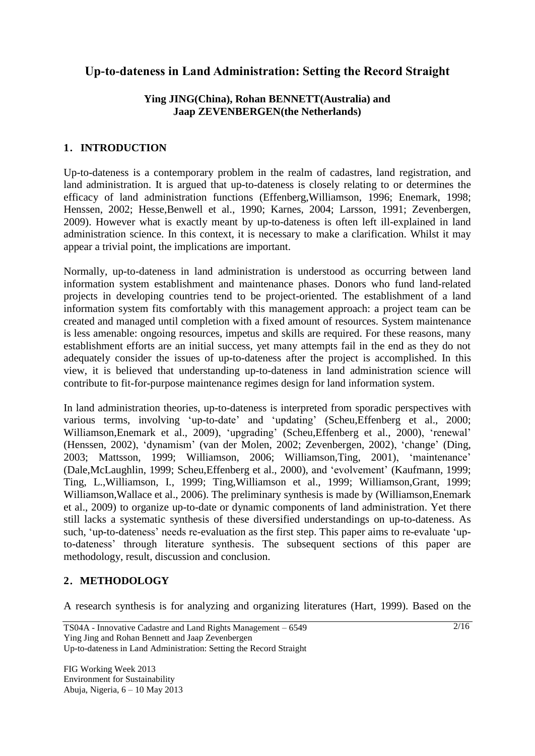# Up-to-dateness in Land Administration: Setting the Record Straight

**Ying JING(China), Rohan BENNETT(Australia) and Jaap ZEVENBERGEN(the Netherlands)**

## 1．INTRODUCTION

Up-to-dateness is a contemporary problem in the realm of cadastres, land registration, and land administration. It is argued that up-to-dateness is closely relating to or determines the efficacy of land administration functions (Effenberg,Williamson, 1996; Enemark, 1998; Henssen, 2002; Hesse,Benwell et al., 1990; Karnes, 2004; Larsson, 1991; Zevenbergen, 2009). However what is exactly meant by up-to-dateness is often left ill-explained in land administration science. In this context, it is necessary to make a clarification. Whilst it may appear a trivial point, the implications are important.

Normally, up-to-dateness in land administration is understood as occurring between land information system establishment and maintenance phases. Donors who fund land-related projects in developing countries tend to be project-oriented. The establishment of a land information system fits comfortably with this management approach: a project team can be created and managed until completion with a fixed amount of resources. System maintenance is less amenable: ongoing resources, impetus and skills are required. For these reasons, many establishment efforts are an initial success, yet many attempts fail in the end as they do not adequately consider the issues of up-to-dateness after the project is accomplished. In this view, it is believed that understanding up-to-dateness in land administration science will contribute to fit-for-purpose maintenance regimes design for land information system.

In land administration theories, up-to-dateness is interpreted from sporadic perspectives with various terms, involving 'up-to-date' and 'updating' (Scheu,Effenberg et al., 2000; Williamson,Enemark et al., 2009), 'upgrading' (Scheu,Effenberg et al., 2000), 'renewal' (Henssen, 2002), 'dynamism' (van der Molen, 2002; Zevenbergen, 2002), 'change' (Ding, 2003; Mattsson, 1999; Williamson, 2006; Williamson,Ting, 2001), 'maintenance' (Dale,McLaughlin, 1999; Scheu,Effenberg et al., 2000), and 'evolvement' (Kaufmann, 1999; Ting, L.,Williamson, I., 1999; Ting,Williamson et al., 1999; Williamson,Grant, 1999; Williamson,Wallace et al., 2006). The preliminary synthesis is made by (Williamson,Enemark et al., 2009) to organize up-to-date or dynamic components of land administration. Yet there still lacks a systematic synthesis of these diversified understandings on up-to-dateness. As such, 'up-to-dateness' needs re-evaluation as the first step. This paper aims to re-evaluate 'up-to-dateness' through literature synthesis. The subsequent sections of this paper are methodology, result, discussion and conclusion.

## 2．METHODOLOGY

A research synthesis is for analyzing and organizing literatures (Hart, 1999). Based on the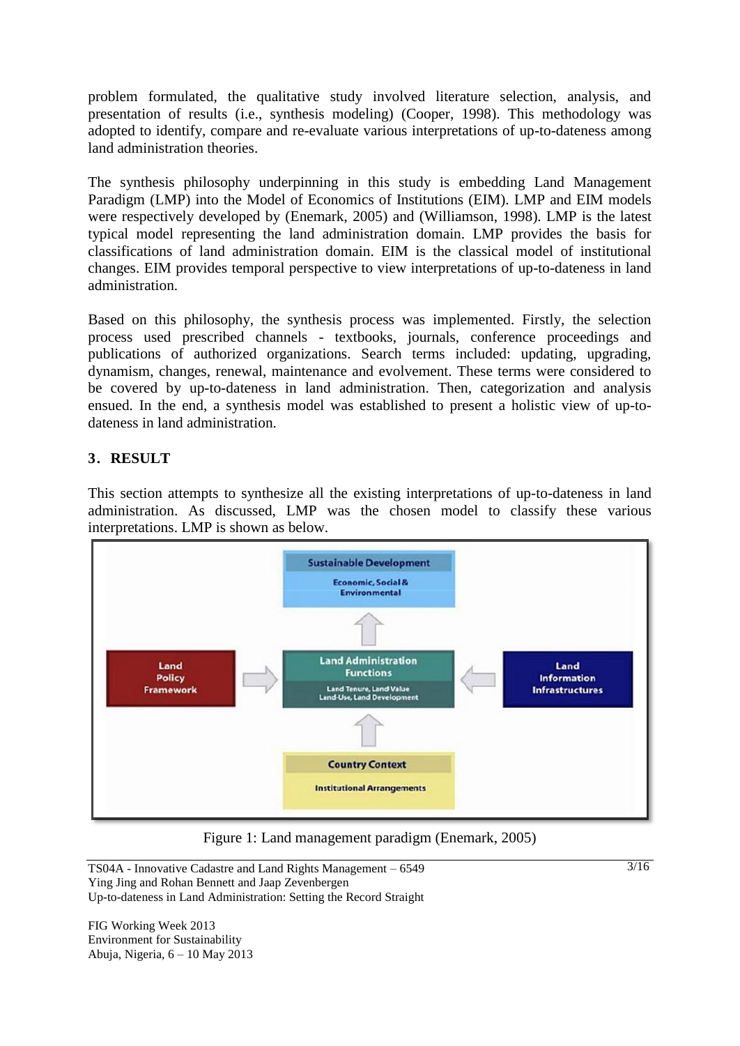problem formulated, the qualitative study involved literature selection, analysis, and presentation of results (i.e., synthesis modeling) (Cooper, 1998). This methodology was adopted to identify, compare and re-evaluate various interpretations of up-to-dateness among land administration theories.

The synthesis philosophy underpinning in this study is embedding Land Management Paradigm (LMP) into the Model of Economics of Institutions (EIM). LMP and EIM models were respectively developed by (Enemark, 2005) and (Williamson, 1998). LMP is the latest typical model representing the land administration domain. LMP provides the basis for classifications of land administration domain. EIM is the classical model of institutional changes. EIM provides temporal perspective to view interpretations of up-to-dateness in land administration.

Based on this philosophy, the synthesis process was implemented. Firstly, the selection process used prescribed channels - textbooks, journals, conference proceedings and publications of authorized organizations. Search terms included: updating, upgrading, dynamism, changes, renewal, maintenance and evolvement. These terms were considered to be covered by up-to-dateness in land administration. Then, categorization and analysis ensued. In the end, a synthesis model was established to present a holistic view of up-to-dateness in land administration.

## 3. RESULT

This section attempts to synthesize all the existing interpretations of up-to-dateness in land administration. As discussed, LMP was the chosen model to classify these various interpretations. LMP is shown as below.

Sustainable Development
Economic, Social & Environmental

Land Policy Framework

Land Administration Functions
Land Tenure, Land Value
Land-Use, Land Development

Land Information Infrastructures

Country Context
Institutional Arrangements

Figure 1: Land management paradigm (Enemark, 2005)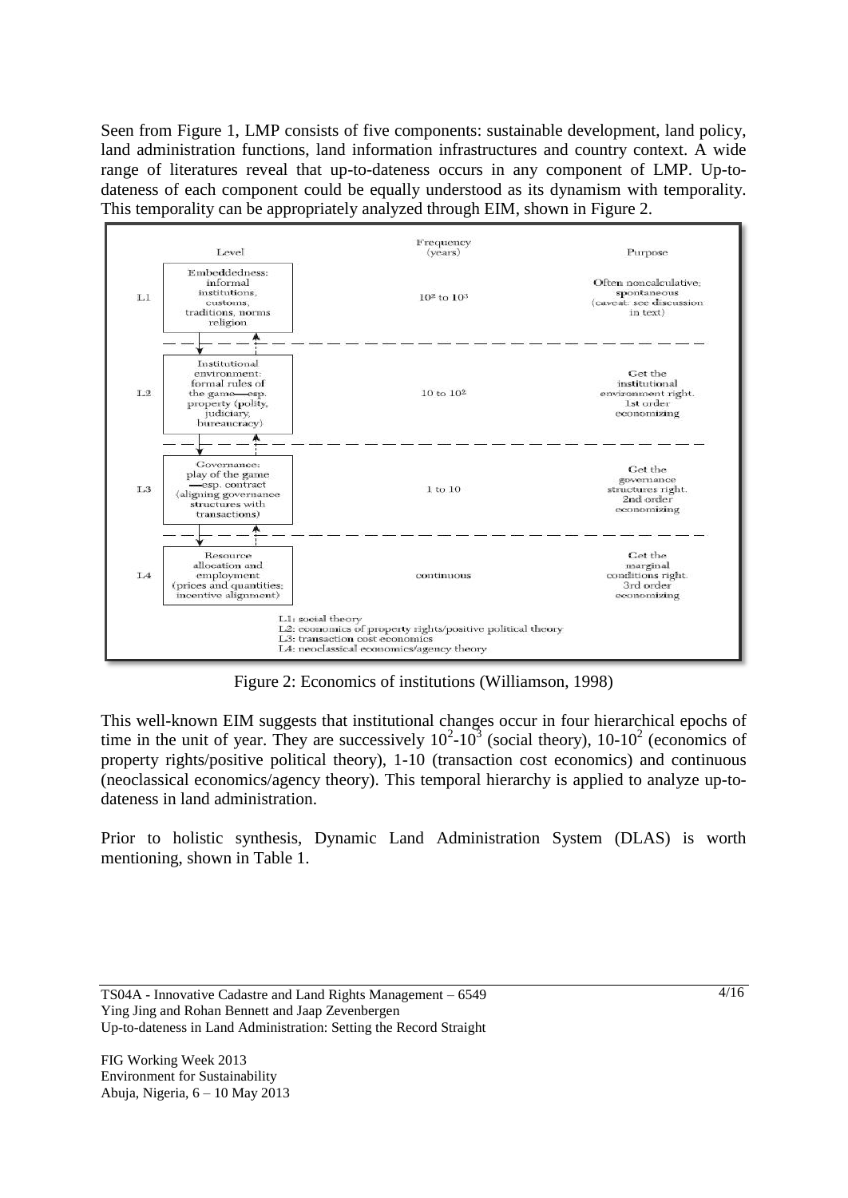Seen from Figure 1, LMP consists of five components: sustainable development, land policy, land administration functions, land information infrastructures and country context. A wide range of literatures reveal that up-to-dateness occurs in any component of LMP. Up-to-dateness of each component could be equally understood as its dynamism with temporality. This temporality can be appropriately analyzed through EIM, shown in Figure 2.

| | Level | Frequency (years) | Purpose |
|---|---|---|---|
| L1 | Embeddedness: informal institutions, customs, traditions, norms religion | $10^2$ to $10^3$ | Often noncalculative; spontaneous (caveat: see discussion in text) |
| L2 | Institutional environment: formal rules of the game—esp. property (polity, judiciary, bureaucracy) | 10 to $10^2$ | Get the institutional environment right. 1st order economizing |
| L3 | Governance: play of the game—esp. contract (aligning governance structures with transactions) | 1 to 10 | Get the governance structures right. 2nd order economizing |
| L4 | Resource allocation and employment (prices and quantities; incentive alignment) | continuous | Get the marginal conditions right. 3rd order economizing |

L1: social theory
L2: economics of property rights/positive political theory
L3: transaction cost economics
L4: neoclassical economics/agency theory

Figure 2: Economics of institutions (Williamson, 1998)

This well-known EIM suggests that institutional changes occur in four hierarchical epochs of time in the unit of year. They are successively $10^2$-$10^3$ (social theory), 10-$10^2$ (economics of property rights/positive political theory), 1-10 (transaction cost economics) and continuous (neoclassical economics/agency theory). This temporal hierarchy is applied to analyze up-to-dateness in land administration.

Prior to holistic synthesis, Dynamic Land Administration System (DLAS) is worth mentioning, shown in Table 1.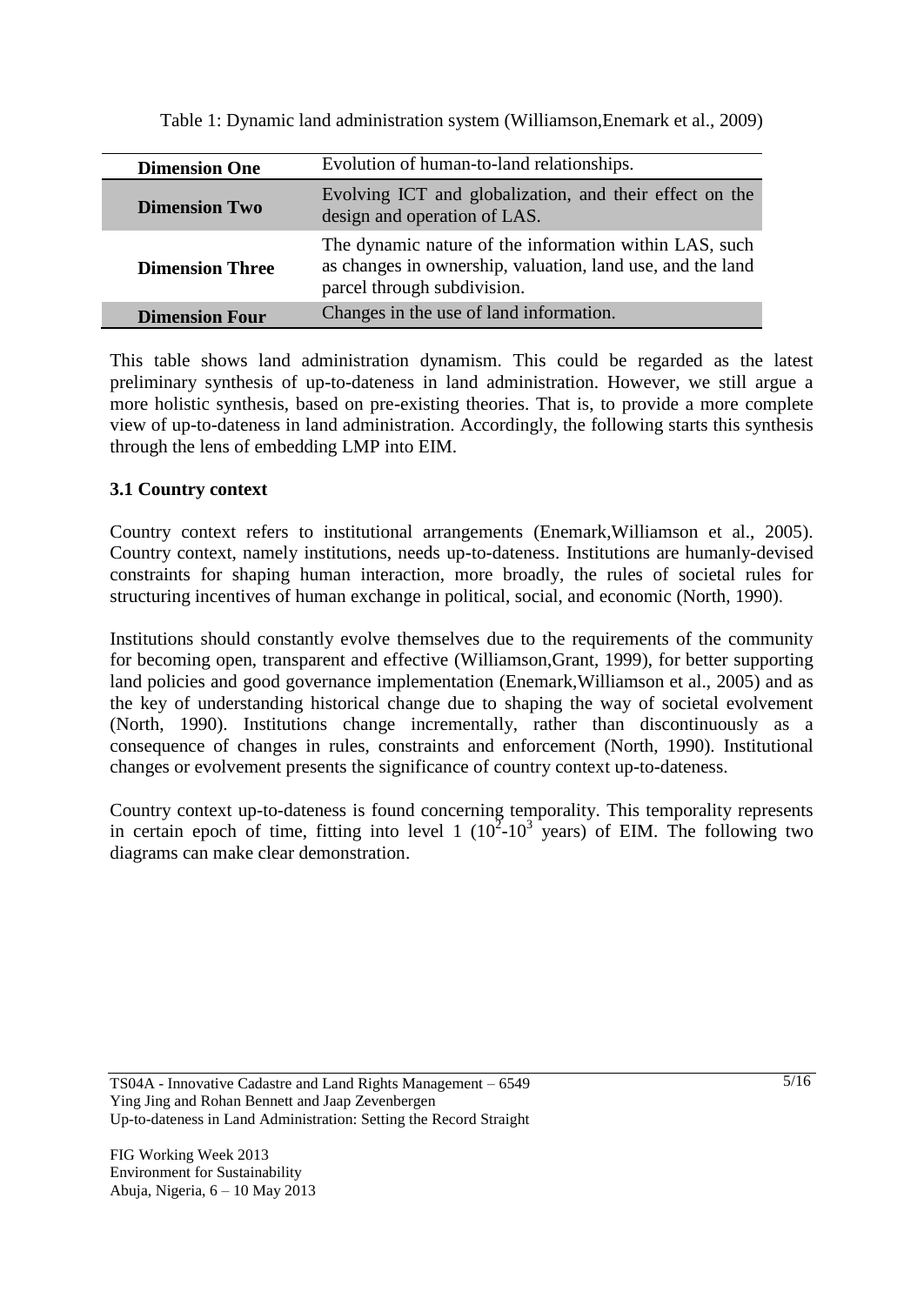Table 1: Dynamic land administration system (Williamson,Enemark et al., 2009)

| | |
|---|---|
| **Dimension One** | Evolution of human-to-land relationships. |
| **Dimension Two** | Evolving ICT and globalization, and their effect on the design and operation of LAS. |
| **Dimension Three** | The dynamic nature of the information within LAS, such as changes in ownership, valuation, land use, and the land parcel through subdivision. |
| **Dimension Four** | Changes in the use of land information. |

This table shows land administration dynamism. This could be regarded as the latest preliminary synthesis of up-to-dateness in land administration. However, we still argue a more holistic synthesis, based on pre-existing theories. That is, to provide a more complete view of up-to-dateness in land administration. Accordingly, the following starts this synthesis through the lens of embedding LMP into EIM.

### 3.1 Country context

Country context refers to institutional arrangements (Enemark,Williamson et al., 2005). Country context, namely institutions, needs up-to-dateness. Institutions are humanly-devised constraints for shaping human interaction, more broadly, the rules of societal rules for structuring incentives of human exchange in political, social, and economic (North, 1990).

Institutions should constantly evolve themselves due to the requirements of the community for becoming open, transparent and effective (Williamson,Grant, 1999), for better supporting land policies and good governance implementation (Enemark,Williamson et al., 2005) and as the key of understanding historical change due to shaping the way of societal evolvement (North, 1990). Institutions change incrementally, rather than discontinuously as a consequence of changes in rules, constraints and enforcement (North, 1990). Institutional changes or evolvement presents the significance of country context up-to-dateness.

Country context up-to-dateness is found concerning temporality. This temporality represents in certain epoch of time, fitting into level 1 ($10^2$-$10^3$ years) of EIM. The following two diagrams can make clear demonstration.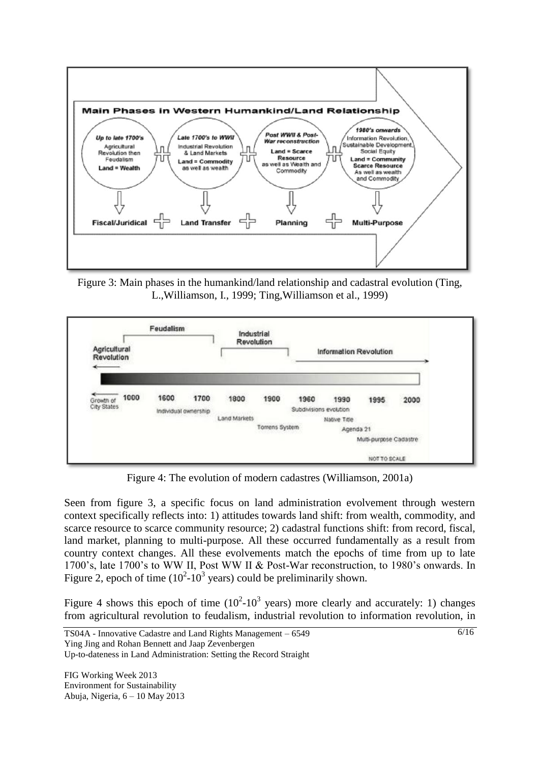Figure 3: Main phases in the humankind/land relationship and cadastral evolution (Ting, L.,Williamson, I., 1999; Ting,Williamson et al., 1999)

Figure 4: The evolution of modern cadastres (Williamson, 2001a)

Seen from figure 3, a specific focus on land administration evolvement through western context specifically reflects into: 1) attitudes towards land shift: from wealth, commodity, and scarce resource to scarce community resource; 2) cadastral functions shift: from record, fiscal, land market, planning to multi-purpose. All these occurred fundamentally as a result from country context changes. All these evolvements match the epochs of time from up to late 1700's, late 1700's to WW II, Post WW II & Post-War reconstruction, to 1980's onwards. In Figure 2, epoch of time ($10^2$-$10^3$ years) could be preliminarily shown.

Figure 4 shows this epoch of time ($10^2$-$10^3$ years) more clearly and accurately: 1) changes from agricultural revolution to feudalism, industrial revolution to information revolution, in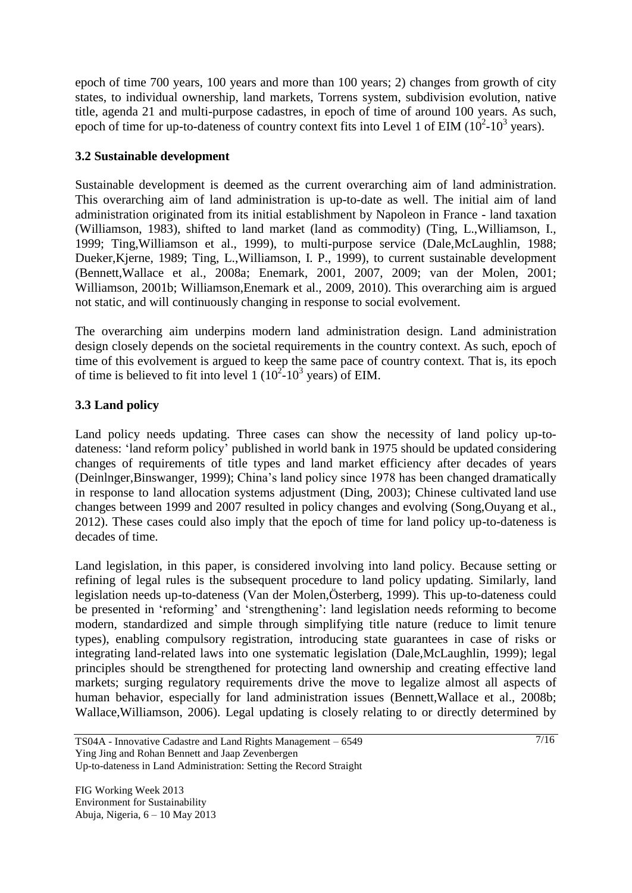epoch of time 700 years, 100 years and more than 100 years; 2) changes from growth of city states, to individual ownership, land markets, Torrens system, subdivision evolution, native title, agenda 21 and multi-purpose cadastres, in epoch of time of around 100 years. As such, epoch of time for up-to-dateness of country context fits into Level 1 of EIM ($10^2$-$10^3$ years).

### 3.2 Sustainable development

Sustainable development is deemed as the current overarching aim of land administration. This overarching aim of land administration is up-to-date as well. The initial aim of land administration originated from its initial establishment by Napoleon in France - land taxation (Williamson, 1983), shifted to land market (land as commodity) (Ting, L.,Williamson, I., 1999; Ting,Williamson et al., 1999), to multi-purpose service (Dale,McLaughlin, 1988; Dueker,Kjerne, 1989; Ting, L.,Williamson, I. P., 1999), to current sustainable development (Bennett,Wallace et al., 2008a; Enemark, 2001, 2007, 2009; van der Molen, 2001; Williamson, 2001b; Williamson,Enemark et al., 2009, 2010). This overarching aim is argued not static, and will continuously changing in response to social evolvement.

The overarching aim underpins modern land administration design. Land administration design closely depends on the societal requirements in the country context. As such, epoch of time of this evolvement is argued to keep the same pace of country context. That is, its epoch of time is believed to fit into level 1 ($10^2$-$10^3$ years) of EIM.

### 3.3 Land policy

Land policy needs updating. Three cases can show the necessity of land policy up-to-dateness: 'land reform policy' published in world bank in 1975 should be updated considering changes of requirements of title types and land market efficiency after decades of years (Deinlnger,Binswanger, 1999); China's land policy since 1978 has been changed dramatically in response to land allocation systems adjustment (Ding, 2003); Chinese cultivated land use changes between 1999 and 2007 resulted in policy changes and evolving (Song,Ouyang et al., 2012). These cases could also imply that the epoch of time for land policy up-to-dateness is decades of time.

Land legislation, in this paper, is considered involving into land policy. Because setting or refining of legal rules is the subsequent procedure to land policy updating. Similarly, land legislation needs up-to-dateness (Van der Molen,Österberg, 1999). This up-to-dateness could be presented in 'reforming' and 'strengthening': land legislation needs reforming to become modern, standardized and simple through simplifying title nature (reduce to limit tenure types), enabling compulsory registration, introducing state guarantees in case of risks or integrating land-related laws into one systematic legislation (Dale,McLaughlin, 1999); legal principles should be strengthened for protecting land ownership and creating effective land markets; surging regulatory requirements drive the move to legalize almost all aspects of human behavior, especially for land administration issues (Bennett,Wallace et al., 2008b; Wallace,Williamson, 2006). Legal updating is closely relating to or directly determined by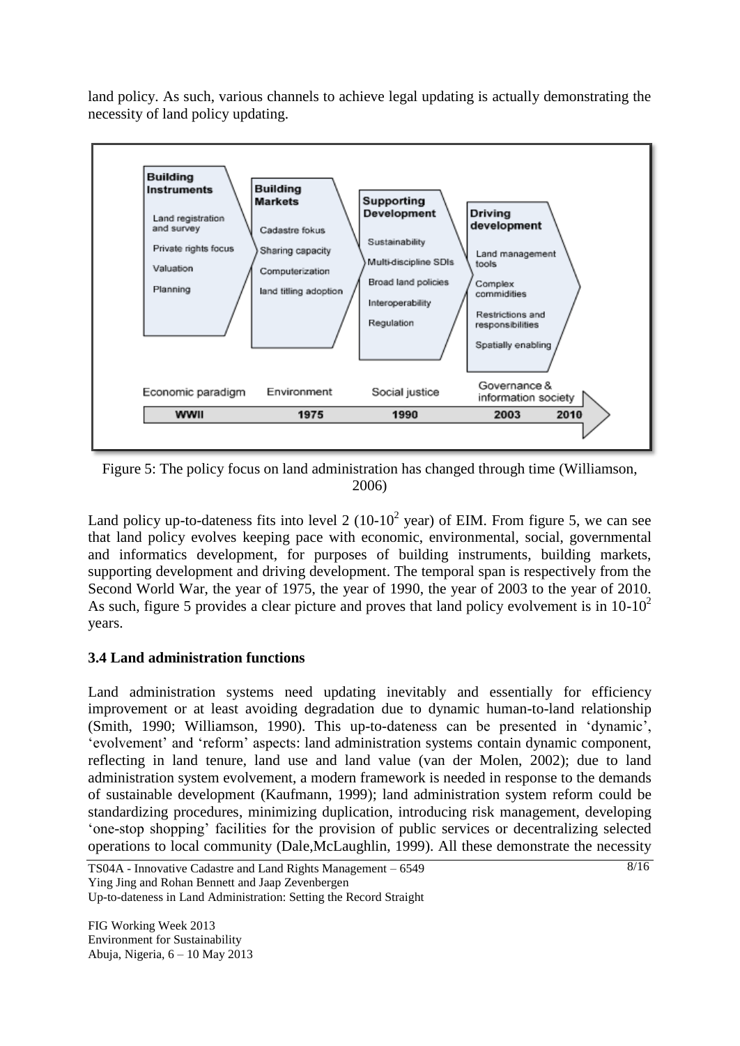land policy. As such, various channels to achieve legal updating is actually demonstrating the necessity of land policy updating.

Figure 5: The policy focus on land administration has changed through time (Williamson, 2006)

Land policy up-to-dateness fits into level 2 ($10$-$10^2$ year) of EIM. From figure 5, we can see that land policy evolves keeping pace with economic, environmental, social, governmental and informatics development, for purposes of building instruments, building markets, supporting development and driving development. The temporal span is respectively from the Second World War, the year of 1975, the year of 1990, the year of 2003 to the year of 2010. As such, figure 5 provides a clear picture and proves that land policy evolvement is in $10$-$10^2$ years.

### 3.4 Land administration functions

Land administration systems need updating inevitably and essentially for efficiency improvement or at least avoiding degradation due to dynamic human-to-land relationship (Smith, 1990; Williamson, 1990). This up-to-dateness can be presented in 'dynamic', 'evolvement' and 'reform' aspects: land administration systems contain dynamic component, reflecting in land tenure, land use and land value (van der Molen, 2002); due to land administration system evolvement, a modern framework is needed in response to the demands of sustainable development (Kaufmann, 1999); land administration system reform could be standardizing procedures, minimizing duplication, introducing risk management, developing 'one-stop shopping' facilities for the provision of public services or decentralizing selected operations to local community (Dale,McLaughlin, 1999). All these demonstrate the necessity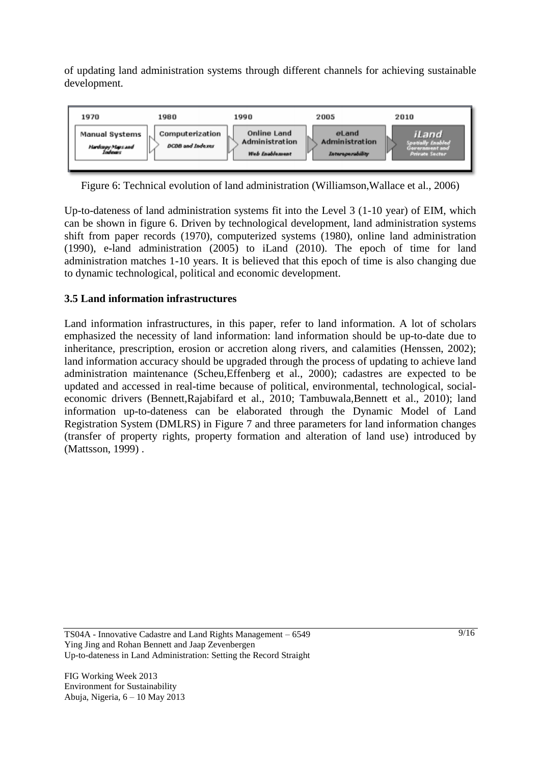of updating land administration systems through different channels for achieving sustainable development.

| 1970 | 1980 | 1990 | 2005 | 2010 |
| --- | --- | --- | --- | --- |
| Manual Systems<br>*Hardcopy Maps and Indexes* | Computerization<br>*DCDB and Indexes* | Online Land Administration<br>*Web Enablement* | eLand Administration<br>*Interoperability* | iLand<br>*Spatially Enabled Government and Private Sector* |

Figure 6: Technical evolution of land administration (Williamson,Wallace et al., 2006)

Up-to-dateness of land administration systems fit into the Level 3 (1-10 year) of EIM, which can be shown in figure 6. Driven by technological development, land administration systems shift from paper records (1970), computerized systems (1980), online land administration (1990), e-land administration (2005) to iLand (2010). The epoch of time for land administration matches 1-10 years. It is believed that this epoch of time is also changing due to dynamic technological, political and economic development.

### 3.5 Land information infrastructures

Land information infrastructures, in this paper, refer to land information. A lot of scholars emphasized the necessity of land information: land information should be up-to-date due to inheritance, prescription, erosion or accretion along rivers, and calamities (Henssen, 2002); land information accuracy should be upgraded through the process of updating to achieve land administration maintenance (Scheu,Effenberg et al., 2000); cadastres are expected to be updated and accessed in real-time because of political, environmental, technological, social-economic drivers (Bennett,Rajabifard et al., 2010; Tambuwala,Bennett et al., 2010); land information up-to-dateness can be elaborated through the Dynamic Model of Land Registration System (DMLRS) in Figure 7 and three parameters for land information changes (transfer of property rights, property formation and alteration of land use) introduced by (Mattsson, 1999) .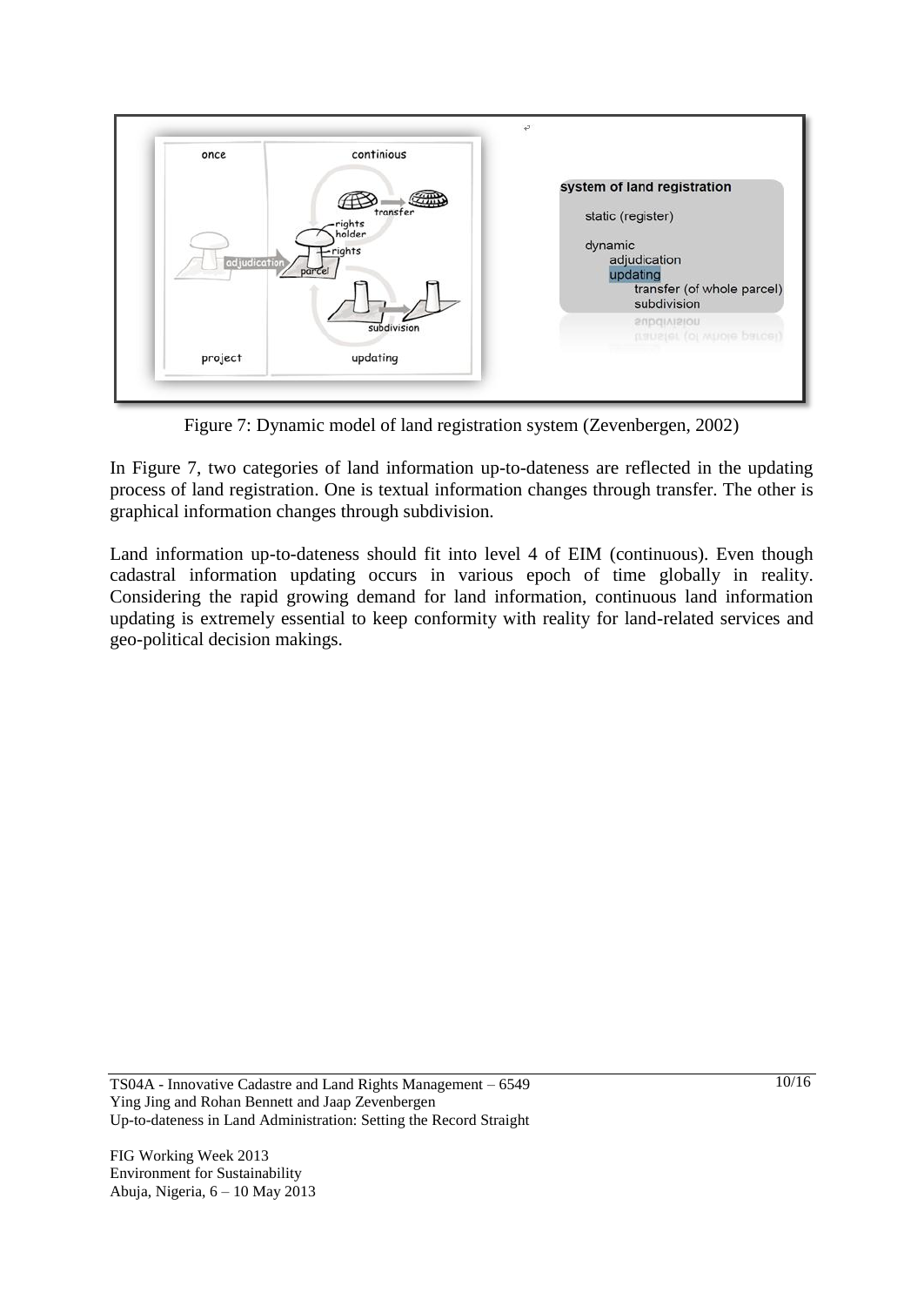Figure 7: Dynamic model of land registration system (Zevenbergen, 2002)

In Figure 7, two categories of land information up-to-dateness are reflected in the updating process of land registration. One is textual information changes through transfer. The other is graphical information changes through subdivision.

Land information up-to-dateness should fit into level 4 of EIM (continuous). Even though cadastral information updating occurs in various epoch of time globally in reality. Considering the rapid growing demand for land information, continuous land information updating is extremely essential to keep conformity with reality for land-related services and geo-political decision makings.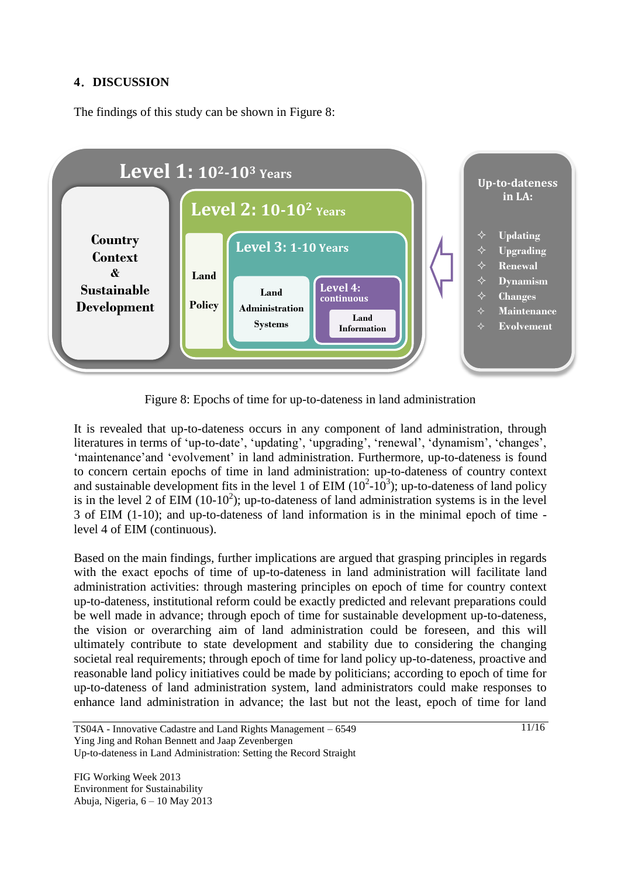## 4. DISCUSSION

The findings of this study can be shown in Figure 8:

**Level 1: $10^2$-$10^3$ Years**
- Country Context & Sustainable Development

**Level 2: 10-$10^2$ Years**
- Land Policy

**Level 3: 1-10 Years**
- Land Administration Systems

**Level 4: continuous**
- Land Information

**Up-to-dateness in LA:**
- Updating
- Upgrading
- Renewal
- Dynamism
- Changes
- Maintenance
- Evolvement

Figure 8: Epochs of time for up-to-dateness in land administration

It is revealed that up-to-dateness occurs in any component of land administration, through literatures in terms of 'up-to-date', 'updating', 'upgrading', 'renewal', 'dynamism', 'changes', 'maintenance'and 'evolvement' in land administration. Furthermore, up-to-dateness is found to concern certain epochs of time in land administration: up-to-dateness of country context and sustainable development fits in the level 1 of EIM ($10^2$-$10^3$); up-to-dateness of land policy is in the level 2 of EIM (10-$10^2$); up-to-dateness of land administration systems is in the level 3 of EIM (1-10); and up-to-dateness of land information is in the minimal epoch of time - level 4 of EIM (continuous).

Based on the main findings, further implications are argued that grasping principles in regards with the exact epochs of time of up-to-dateness in land administration will facilitate land administration activities: through mastering principles on epoch of time for country context up-to-dateness, institutional reform could be exactly predicted and relevant preparations could be well made in advance; through epoch of time for sustainable development up-to-dateness, the vision or overarching aim of land administration could be foreseen, and this will ultimately contribute to state development and stability due to considering the changing societal real requirements; through epoch of time for land policy up-to-dateness, proactive and reasonable land policy initiatives could be made by politicians; according to epoch of time for up-to-dateness of land administration system, land administrators could make responses to enhance land administration in advance; the last but not the least, epoch of time for land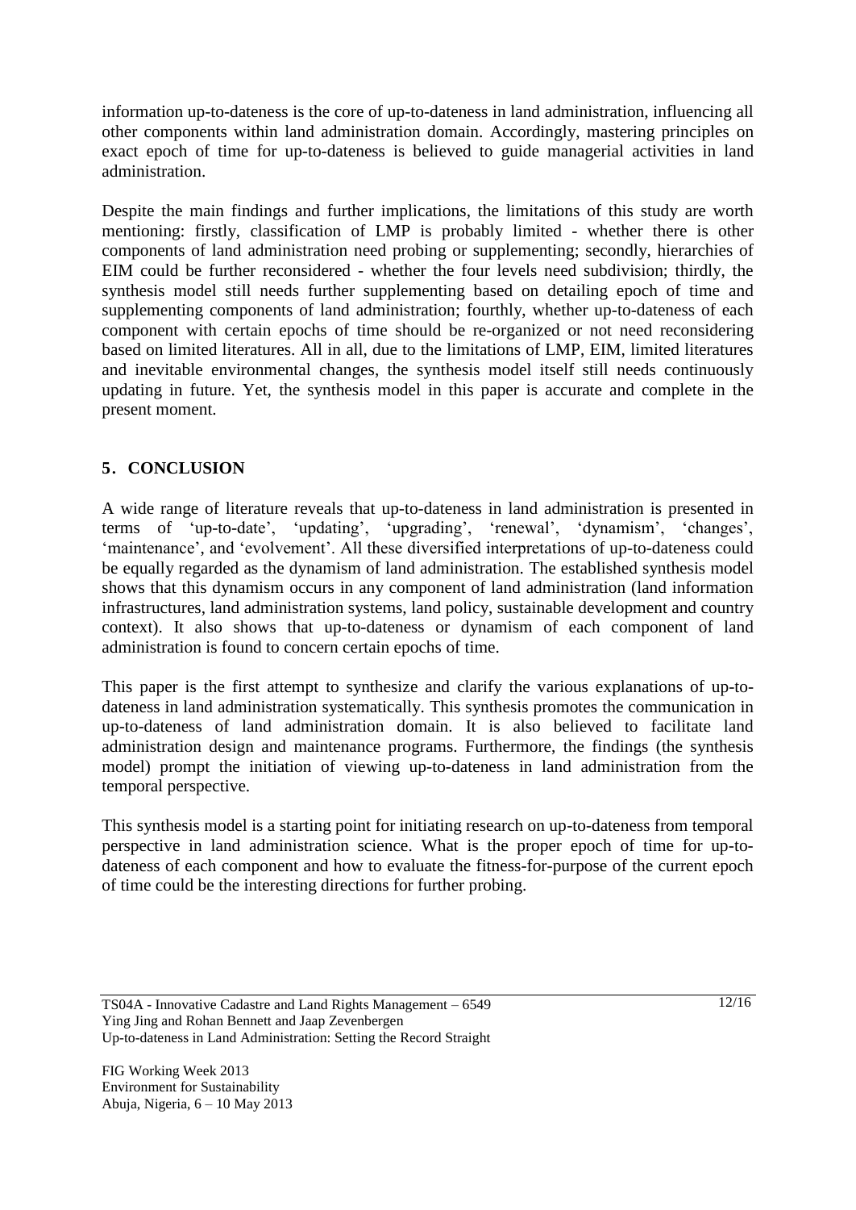information up-to-dateness is the core of up-to-dateness in land administration, influencing all other components within land administration domain. Accordingly, mastering principles on exact epoch of time for up-to-dateness is believed to guide managerial activities in land administration.

Despite the main findings and further implications, the limitations of this study are worth mentioning: firstly, classification of LMP is probably limited - whether there is other components of land administration need probing or supplementing; secondly, hierarchies of EIM could be further reconsidered - whether the four levels need subdivision; thirdly, the synthesis model still needs further supplementing based on detailing epoch of time and supplementing components of land administration; fourthly, whether up-to-dateness of each component with certain epochs of time should be re-organized or not need reconsidering based on limited literatures. All in all, due to the limitations of LMP, EIM, limited literatures and inevitable environmental changes, the synthesis model itself still needs continuously updating in future. Yet, the synthesis model in this paper is accurate and complete in the present moment.

## 5. CONCLUSION

A wide range of literature reveals that up-to-dateness in land administration is presented in terms of 'up-to-date', 'updating', 'upgrading', 'renewal', 'dynamism', 'changes', 'maintenance', and 'evolvement'. All these diversified interpretations of up-to-dateness could be equally regarded as the dynamism of land administration. The established synthesis model shows that this dynamism occurs in any component of land administration (land information infrastructures, land administration systems, land policy, sustainable development and country context). It also shows that up-to-dateness or dynamism of each component of land administration is found to concern certain epochs of time.

This paper is the first attempt to synthesize and clarify the various explanations of up-to-dateness in land administration systematically. This synthesis promotes the communication in up-to-dateness of land administration domain. It is also believed to facilitate land administration design and maintenance programs. Furthermore, the findings (the synthesis model) prompt the initiation of viewing up-to-dateness in land administration from the temporal perspective.

This synthesis model is a starting point for initiating research on up-to-dateness from temporal perspective in land administration science. What is the proper epoch of time for up-to-dateness of each component and how to evaluate the fitness-for-purpose of the current epoch of time could be the interesting directions for further probing.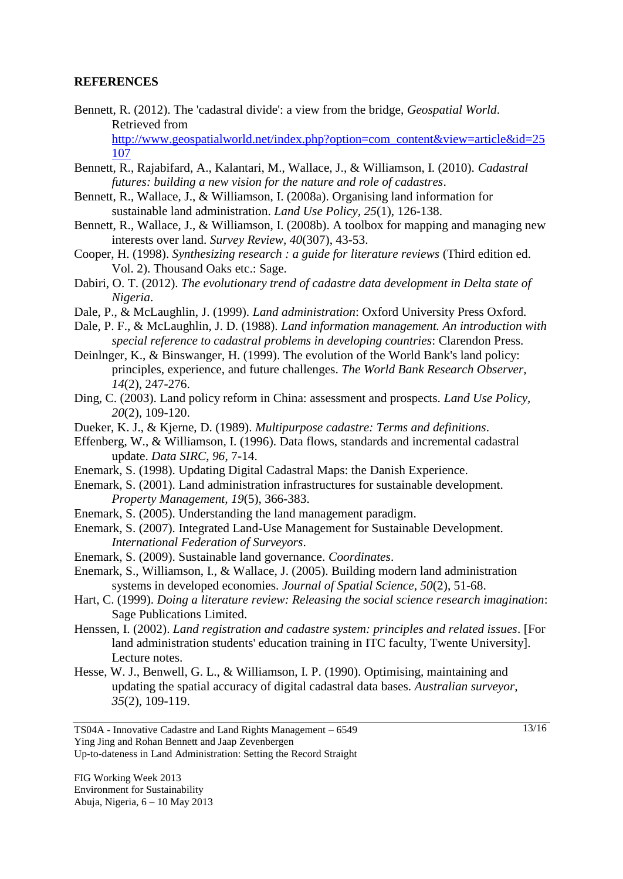## REFERENCES

Bennett, R. (2012). The 'cadastral divide': a view from the bridge, *Geospatial World*. Retrieved from http://www.geospatialworld.net/index.php?option=com_content&view=article&id=25107

Bennett, R., Rajabifard, A., Kalantari, M., Wallace, J., & Williamson, I. (2010). *Cadastral futures: building a new vision for the nature and role of cadastres*.

Bennett, R., Wallace, J., & Williamson, I. (2008a). Organising land information for sustainable land administration. *Land Use Policy, 25*(1), 126-138.

Bennett, R., Wallace, J., & Williamson, I. (2008b). A toolbox for mapping and managing new interests over land. *Survey Review, 40*(307), 43-53.

Cooper, H. (1998). *Synthesizing research : a guide for literature reviews* (Third edition ed. Vol. 2). Thousand Oaks etc.: Sage.

Dabiri, O. T. (2012). *The evolutionary trend of cadastre data development in Delta state of Nigeria*.

Dale, P., & McLaughlin, J. (1999). *Land administration*: Oxford University Press Oxford.

Dale, P. F., & McLaughlin, J. D. (1988). *Land information management. An introduction with special reference to cadastral problems in developing countries*: Clarendon Press.

Deinlnger, K., & Binswanger, H. (1999). The evolution of the World Bank's land policy: principles, experience, and future challenges. *The World Bank Research Observer, 14*(2), 247-276.

Ding, C. (2003). Land policy reform in China: assessment and prospects. *Land Use Policy, 20*(2), 109-120.

Dueker, K. J., & Kjerne, D. (1989). *Multipurpose cadastre: Terms and definitions*.

Effenberg, W., & Williamson, I. (1996). Data flows, standards and incremental cadastral update. *Data SIRC, 96*, 7-14.

Enemark, S. (1998). Updating Digital Cadastral Maps: the Danish Experience.

Enemark, S. (2001). Land administration infrastructures for sustainable development. *Property Management, 19*(5), 366-383.

Enemark, S. (2005). Understanding the land management paradigm.

Enemark, S. (2007). Integrated Land-Use Management for Sustainable Development. *International Federation of Surveyors*.

Enemark, S. (2009). Sustainable land governance. *Coordinates*.

Enemark, S., Williamson, I., & Wallace, J. (2005). Building modern land administration systems in developed economies. *Journal of Spatial Science, 50*(2), 51-68.

Hart, C. (1999). *Doing a literature review: Releasing the social science research imagination*: Sage Publications Limited.

Henssen, I. (2002). *Land registration and cadastre system: principles and related issues*. [For land administration students' education training in ITC faculty, Twente University]. Lecture notes.

Hesse, W. J., Benwell, G. L., & Williamson, I. P. (1990). Optimising, maintaining and updating the spatial accuracy of digital cadastral data bases. *Australian surveyor, 35*(2), 109-119.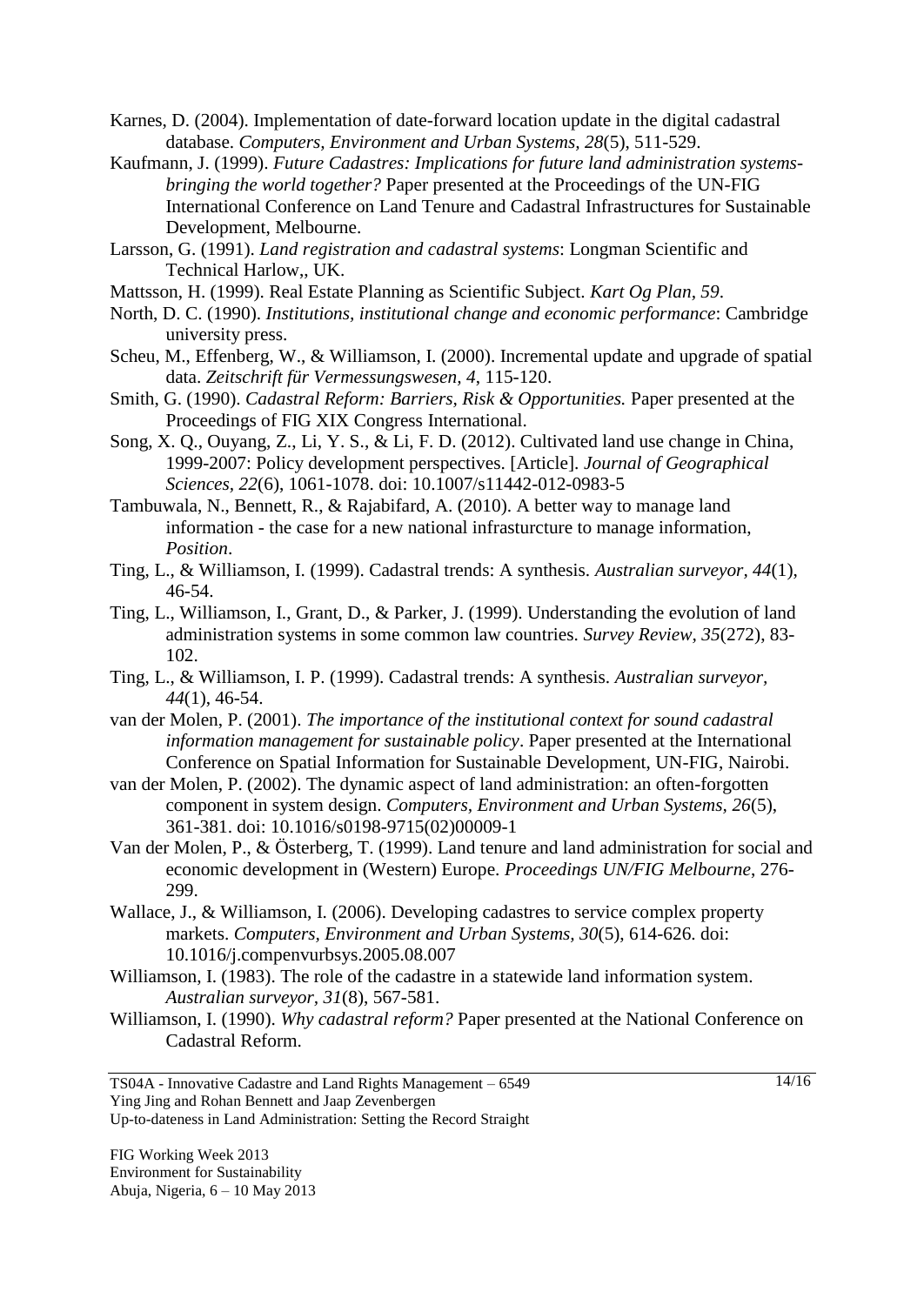Karnes, D. (2004). Implementation of date-forward location update in the digital cadastral database. *Computers, Environment and Urban Systems, 28*(5), 511-529.

Kaufmann, J. (1999). *Future Cadastres: Implications for future land administration systems-bringing the world together?* Paper presented at the Proceedings of the UN-FIG International Conference on Land Tenure and Cadastral Infrastructures for Sustainable Development, Melbourne.

Larsson, G. (1991). *Land registration and cadastral systems*: Longman Scientific and Technical Harlow,, UK.

Mattsson, H. (1999). Real Estate Planning as Scientific Subject. *Kart Og Plan, 59*.

North, D. C. (1990). *Institutions, institutional change and economic performance*: Cambridge university press.

Scheu, M., Effenberg, W., & Williamson, I. (2000). Incremental update and upgrade of spatial data. *Zeitschrift für Vermessungswesen, 4*, 115-120.

Smith, G. (1990). *Cadastral Reform: Barriers, Risk & Opportunities.* Paper presented at the Proceedings of FIG XIX Congress International.

Song, X. Q., Ouyang, Z., Li, Y. S., & Li, F. D. (2012). Cultivated land use change in China, 1999-2007: Policy development perspectives. [Article]. *Journal of Geographical Sciences, 22*(6), 1061-1078. doi: 10.1007/s11442-012-0983-5

Tambuwala, N., Bennett, R., & Rajabifard, A. (2010). A better way to manage land information - the case for a new national infrasturcture to manage information, *Position*.

Ting, L., & Williamson, I. (1999). Cadastral trends: A synthesis. *Australian surveyor, 44*(1), 46-54.

Ting, L., Williamson, I., Grant, D., & Parker, J. (1999). Understanding the evolution of land administration systems in some common law countries. *Survey Review, 35*(272), 83-102.

Ting, L., & Williamson, I. P. (1999). Cadastral trends: A synthesis. *Australian surveyor, 44*(1), 46-54.

van der Molen, P. (2001). *The importance of the institutional context for sound cadastral information management for sustainable policy*. Paper presented at the International Conference on Spatial Information for Sustainable Development, UN-FIG, Nairobi.

van der Molen, P. (2002). The dynamic aspect of land administration: an often-forgotten component in system design. *Computers, Environment and Urban Systems, 26*(5), 361-381. doi: 10.1016/s0198-9715(02)00009-1

Van der Molen, P., & Österberg, T. (1999). Land tenure and land administration for social and economic development in (Western) Europe. *Proceedings UN/FIG Melbourne*, 276-299.

Wallace, J., & Williamson, I. (2006). Developing cadastres to service complex property markets. *Computers, Environment and Urban Systems, 30*(5), 614-626. doi: 10.1016/j.compenvurbsys.2005.08.007

Williamson, I. (1983). The role of the cadastre in a statewide land information system. *Australian surveyor, 31*(8), 567-581.

Williamson, I. (1990). *Why cadastral reform?* Paper presented at the National Conference on Cadastral Reform.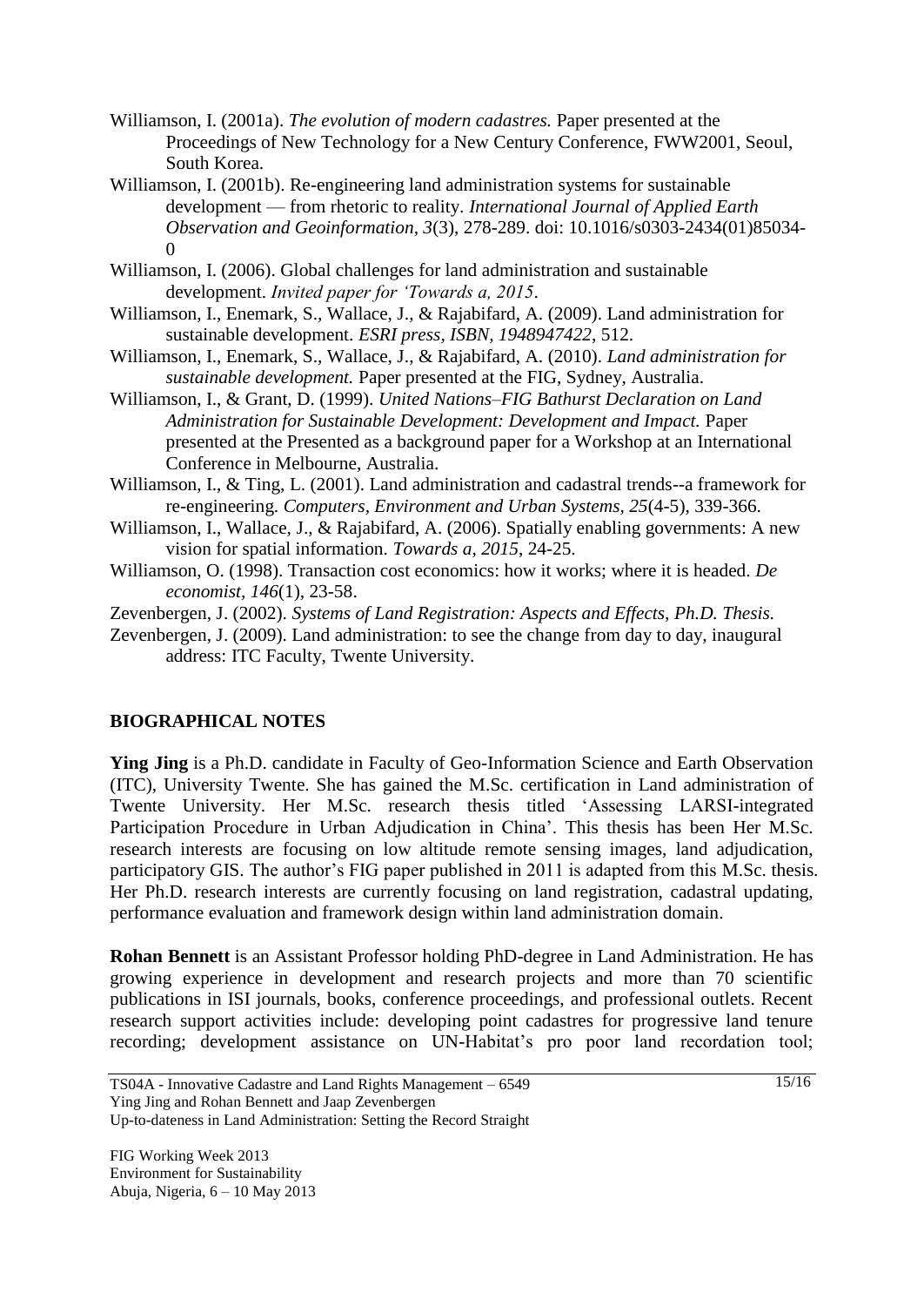Williamson, I. (2001a). *The evolution of modern cadastres.* Paper presented at the Proceedings of New Technology for a New Century Conference, FWW2001, Seoul, South Korea.

Williamson, I. (2001b). Re-engineering land administration systems for sustainable development — from rhetoric to reality. *International Journal of Applied Earth Observation and Geoinformation, 3*(3), 278-289. doi: 10.1016/s0303-2434(01)85034-0

Williamson, I. (2006). Global challenges for land administration and sustainable development. *Invited paper for 'Towards a, 2015*.

Williamson, I., Enemark, S., Wallace, J., & Rajabifard, A. (2009). Land administration for sustainable development. *ESRI press, ISBN, 1948947422*, 512.

Williamson, I., Enemark, S., Wallace, J., & Rajabifard, A. (2010). *Land administration for sustainable development.* Paper presented at the FIG, Sydney, Australia.

Williamson, I., & Grant, D. (1999). *United Nations–FIG Bathurst Declaration on Land Administration for Sustainable Development: Development and Impact.* Paper presented at the Presented as a background paper for a Workshop at an International Conference in Melbourne, Australia.

Williamson, I., & Ting, L. (2001). Land administration and cadastral trends--a framework for re-engineering. *Computers, Environment and Urban Systems, 25*(4-5), 339-366.

Williamson, I., Wallace, J., & Rajabifard, A. (2006). Spatially enabling governments: A new vision for spatial information. *Towards a, 2015*, 24-25.

Williamson, O. (1998). Transaction cost economics: how it works; where it is headed. *De economist, 146*(1), 23-58.

Zevenbergen, J. (2002). *Systems of Land Registration: Aspects and Effects, Ph.D. Thesis.*

Zevenbergen, J. (2009). Land administration: to see the change from day to day, inaugural address: ITC Faculty, Twente University.

## BIOGRAPHICAL NOTES

**Ying Jing** is a Ph.D. candidate in Faculty of Geo-Information Science and Earth Observation (ITC), University Twente. She has gained the M.Sc. certification in Land administration of Twente University. Her M.Sc. research thesis titled 'Assessing LARSI-integrated Participation Procedure in Urban Adjudication in China'. This thesis has been Her M.Sc. research interests are focusing on low altitude remote sensing images, land adjudication, participatory GIS. The author's FIG paper published in 2011 is adapted from this M.Sc. thesis. Her Ph.D. research interests are currently focusing on land registration, cadastral updating, performance evaluation and framework design within land administration domain.

**Rohan Bennett** is an Assistant Professor holding PhD-degree in Land Administration. He has growing experience in development and research projects and more than 70 scientific publications in ISI journals, books, conference proceedings, and professional outlets. Recent research support activities include: developing point cadastres for progressive land tenure recording; development assistance on UN-Habitat's pro poor land recordation tool;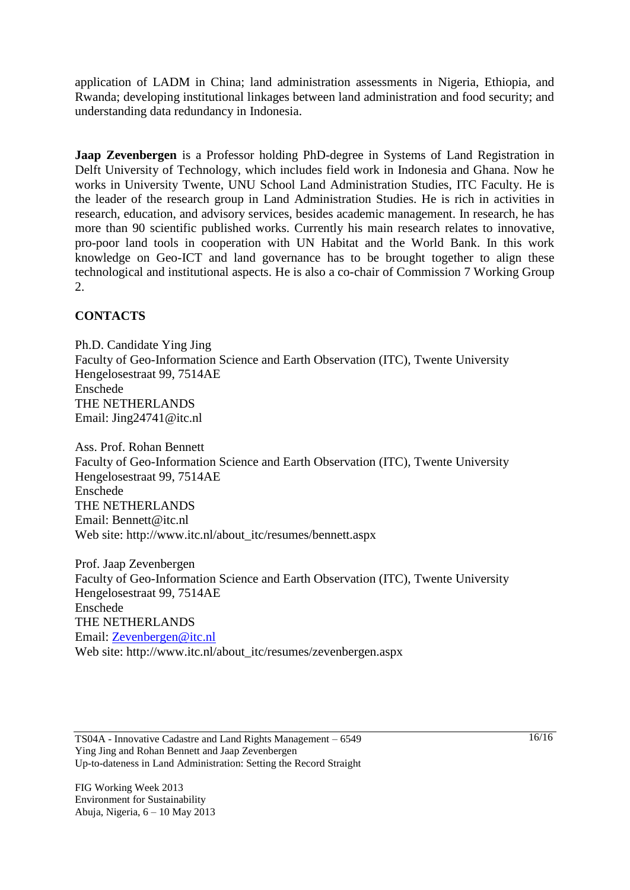application of LADM in China; land administration assessments in Nigeria, Ethiopia, and Rwanda; developing institutional linkages between land administration and food security; and understanding data redundancy in Indonesia.

**Jaap Zevenbergen** is a Professor holding PhD-degree in Systems of Land Registration in Delft University of Technology, which includes field work in Indonesia and Ghana. Now he works in University Twente, UNU School Land Administration Studies, ITC Faculty. He is the leader of the research group in Land Administration Studies. He is rich in activities in research, education, and advisory services, besides academic management. In research, he has more than 90 scientific published works. Currently his main research relates to innovative, pro-poor land tools in cooperation with UN Habitat and the World Bank. In this work knowledge on Geo-ICT and land governance has to be brought together to align these technological and institutional aspects. He is also a co-chair of Commission 7 Working Group 2.

## CONTACTS

Ph.D. Candidate Ying Jing
Faculty of Geo-Information Science and Earth Observation (ITC), Twente University
Hengelosestraat 99, 7514AE
Enschede
THE NETHERLANDS
Email: Jing24741@itc.nl

Ass. Prof. Rohan Bennett
Faculty of Geo-Information Science and Earth Observation (ITC), Twente University
Hengelosestraat 99, 7514AE
Enschede
THE NETHERLANDS
Email: Bennett@itc.nl
Web site: http://www.itc.nl/about_itc/resumes/bennett.aspx

Prof. Jaap Zevenbergen
Faculty of Geo-Information Science and Earth Observation (ITC), Twente University
Hengelosestraat 99, 7514AE
Enschede
THE NETHERLANDS
Email: Zevenbergen@itc.nl
Web site: http://www.itc.nl/about_itc/resumes/zevenbergen.aspx